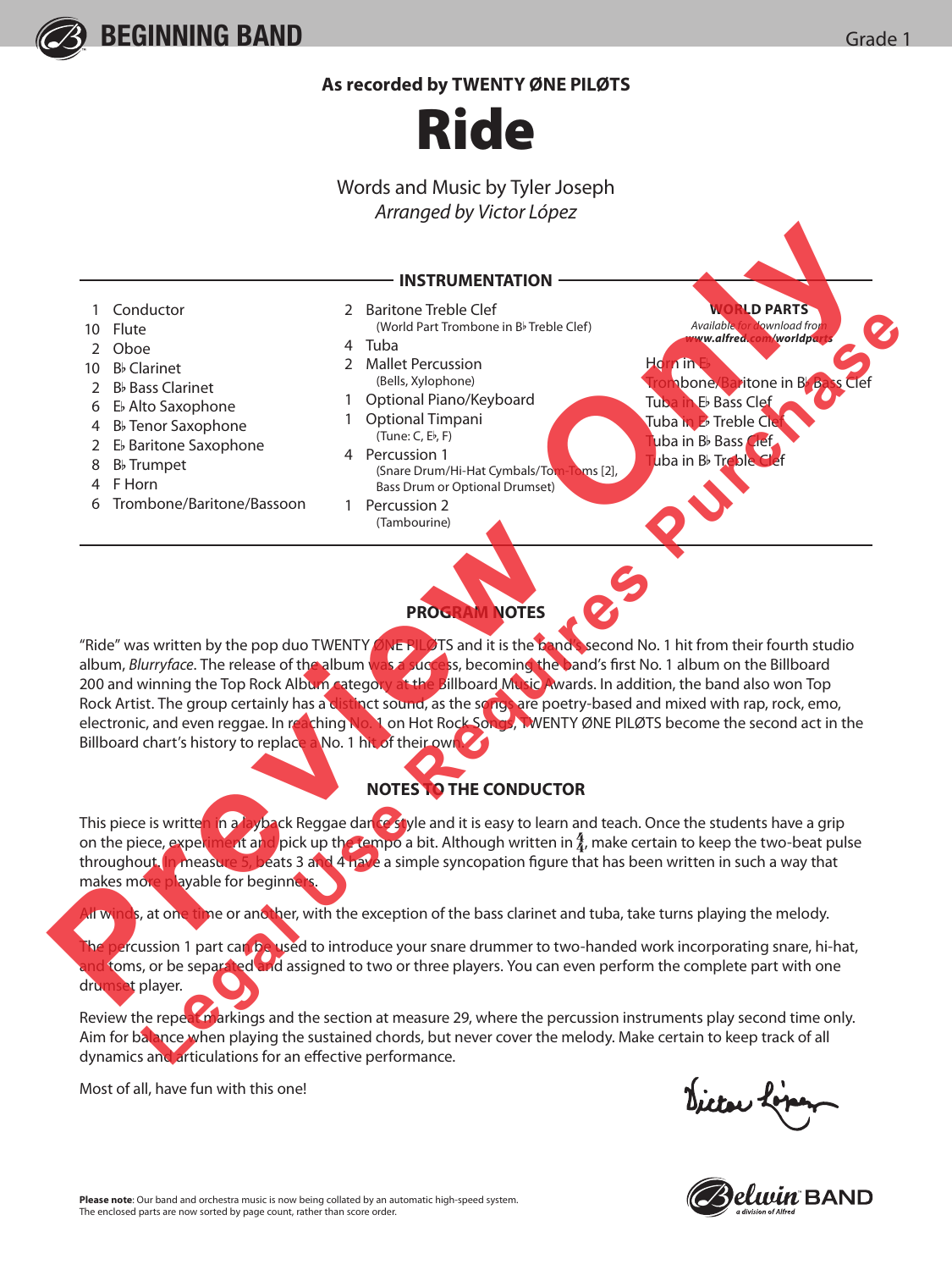BEGINNING BAND

Grade 1

**As recorded by TWENTY ØNE PILØTS**

# Ride

Words and Music by Tyler Joseph

*Arranged by Victor López*

## INSTRUMENTATION

- 1 Conductor
- 10 Flute
- 2 Oboe
- 10 B♭ Clarinet
- 2 B♭ Bass Clarinet
- 6 E♭ Alto Saxophone
- 4 B♭ Tenor Saxophone
- 2 E♭ Baritone Saxophone
- 8 B♭ Trumpet
- 4 F Horn
- 6 Trombone/Baritone/Bassoon
- 2 Baritone Treble Clef
  (World Part Trombone in B♭ Treble Clef)
- 4 Tuba
- 2 Mallet Percussion
  (Bells, Xylophone)
- 1 Optional Piano/Keyboard
- 1 Optional Timpani
  (Tune: C, E♭, F)
- 4 Percussion 1
  (Snare Drum/Hi-Hat Cymbals/Tom-Toms [2], Bass Drum or Optional Drumset)
- 1 Percussion 2
  (Tambourine)

**WORLD PARTS**

*Available for download from www.alfred.com/worldparts*

- Horn in E♭
- Trombone/Baritone in B♭ Bass Clef
- Tuba in E♭ Bass Clef
- Tuba in E♭ Treble Clef
- Tuba in B♭ Bass Clef
- Tuba in B♭ Treble Clef

## PROGRAM NOTES

"Ride" was written by the pop duo TWENTY ØNE PILØTS and it is the band's second No. 1 hit from their fourth studio album, *Blurryface*. The release of the album was a success, becoming the band's first No. 1 album on the Billboard 200 and winning the Top Rock Album category at the Billboard Music Awards. In addition, the band also won Top Rock Artist. The group certainly has a distinct sound, as the songs are poetry-based and mixed with rap, rock, emo, electronic, and even reggae. In reaching No. 1 on Hot Rock Songs, TWENTY ØNE PILØTS become the second act in the Billboard chart's history to replace a No. 1 hit of their own.

## NOTES TO THE CONDUCTOR

This piece is written in a layback Reggae dance style and it is easy to learn and teach. Once the students have a grip on the piece, experiment and pick up the tempo a bit. Although written in $\frac{4}{4}$, make certain to keep the two-beat pulse throughout. In measure 5, beats 3 and 4 have a simple syncopation figure that has been written in such a way that makes more playable for beginners.

All winds, at one time or another, with the exception of the bass clarinet and tuba, take turns playing the melody.

The percussion 1 part can be used to introduce your snare drummer to two-handed work incorporating snare, hi-hat, and toms, or be separated and assigned to two or three players. You can even perform the complete part with one drumset player.

Review the repeat markings and the section at measure 29, where the percussion instruments play second time only. Aim for balance when playing the sustained chords, but never cover the melody. Make certain to keep track of all dynamics and articulations for an effective performance.

Most of all, have fun with this one!

Victor López

**Please note**: Our band and orchestra music is now being collated by an automatic high-speed system. The enclosed parts are now sorted by page count, rather than score order.

Belwin BAND *a division of Alfred*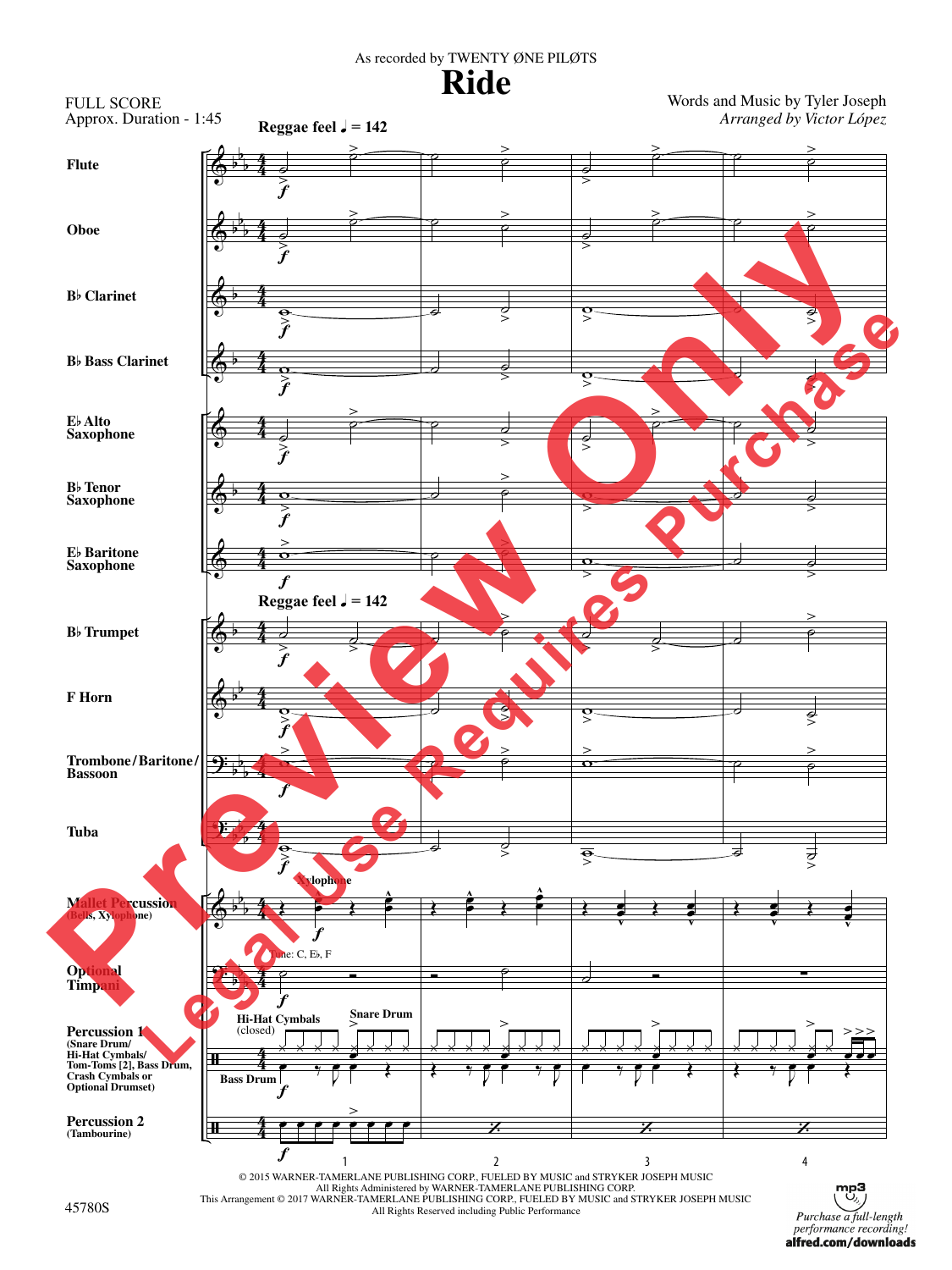As recorded by TWENTY ØNE PILØTS

# Ride

FULL SCORE
Approx. Duration - 1:45

Words and Music by Tyler Joseph
*Arranged by Victor López*

**Reggae feel ♩ = 142**

Flute
Oboe
B♭ Clarinet
B♭ Bass Clarinet
E♭ Alto Saxophone
B♭ Tenor Saxophone
E♭ Baritone Saxophone
B♭ Trumpet
F Horn
Trombone/Baritone/Bassoon
Tuba
Mallet Percussion (Bells, Xylophone)
Optional Timpani
Percussion 1 (Snare Drum/Hi-Hat Cymbals/Tom-Toms [2], Bass Drum, Crash Cymbals or Optional Drumset)
Percussion 2 (Tambourine)

Xylophone

Tune: C, E♭, F

Hi-Hat Cymbals (closed)
Snare Drum
Bass Drum

© 2015 WARNER-TAMERLANE PUBLISHING CORP., FUELED BY MUSIC and STRYKER JOSEPH MUSIC
All Rights Administered by WARNER-TAMERLANE PUBLISHING CORP.
This Arrangement © 2017 WARNER-TAMERLANE PUBLISHING CORP., FUELED BY MUSIC and STRYKER JOSEPH MUSIC
All Rights Reserved including Public Performance

45780S

*Purchase a full-length performance recording!*
**alfred.com/downloads**

Preview Only
Legal Use Requires Purchase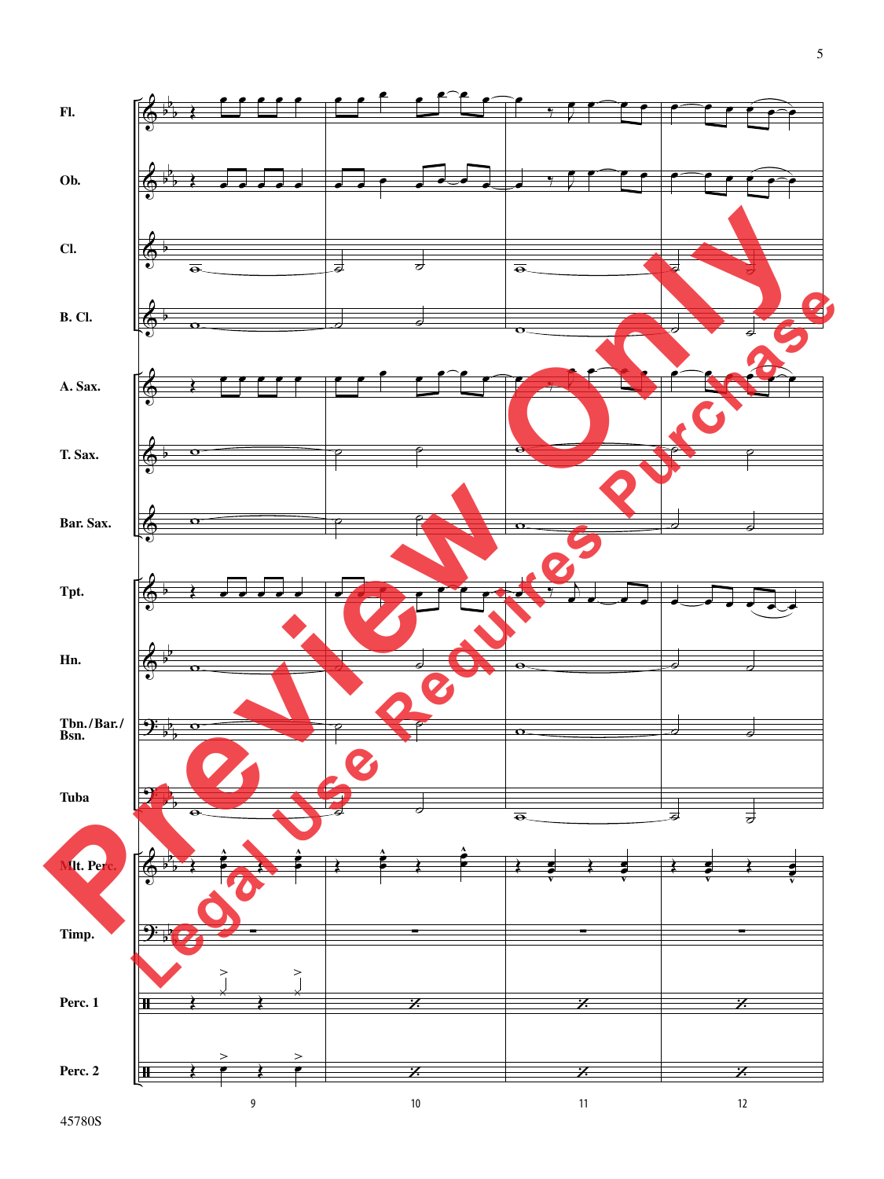Fl.

Ob.

Cl.

B. Cl.

A. Sax.

T. Sax.

Bar. Sax.

Tpt.

Hn.

Tbn./Bar./Bsn.

Tuba

Mlt. Perc.

Timp.

Perc. 1

Perc. 2

9 10 11 12

45780S

Preview Only

Legal Use Requires Purchase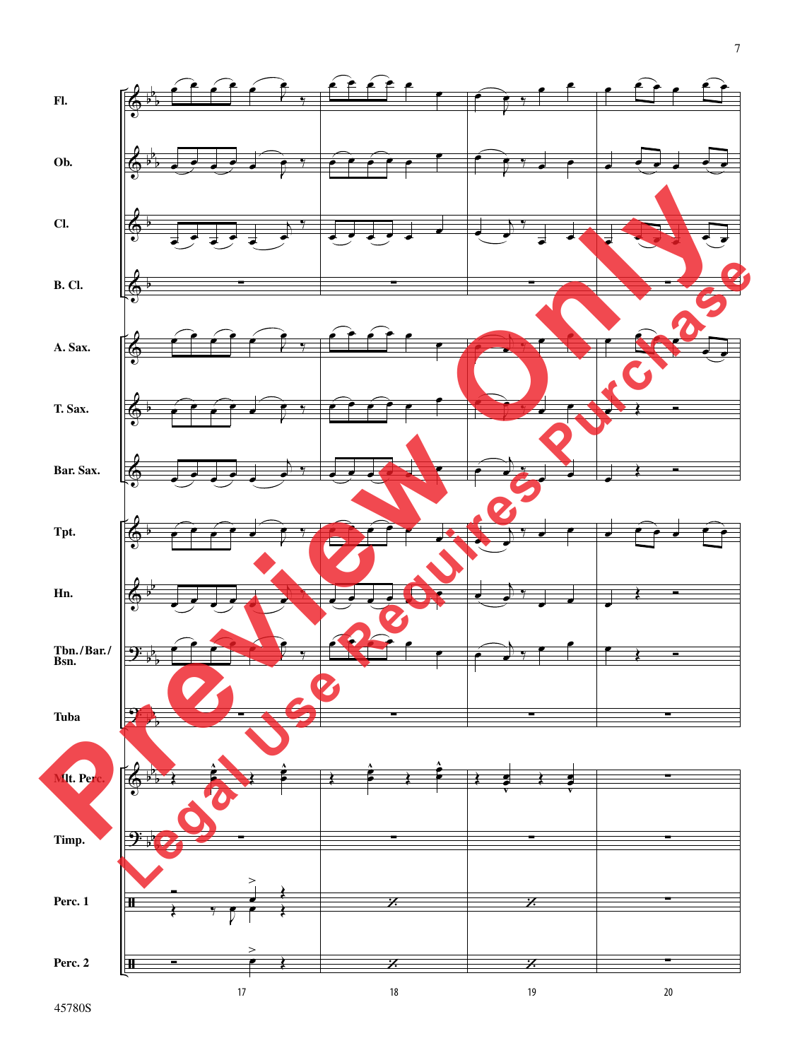Fl.

Ob.

Cl.

B. Cl.

A. Sax.

T. Sax.

Bar. Sax.

Tpt.

Hn.

Tbn./Bar./Bsn.

Tuba

Mlt. Perc.

Timp.

Perc. 1

Perc. 2

17 18 19 20

Preview Only

Legal Use Requires Purchase

45780S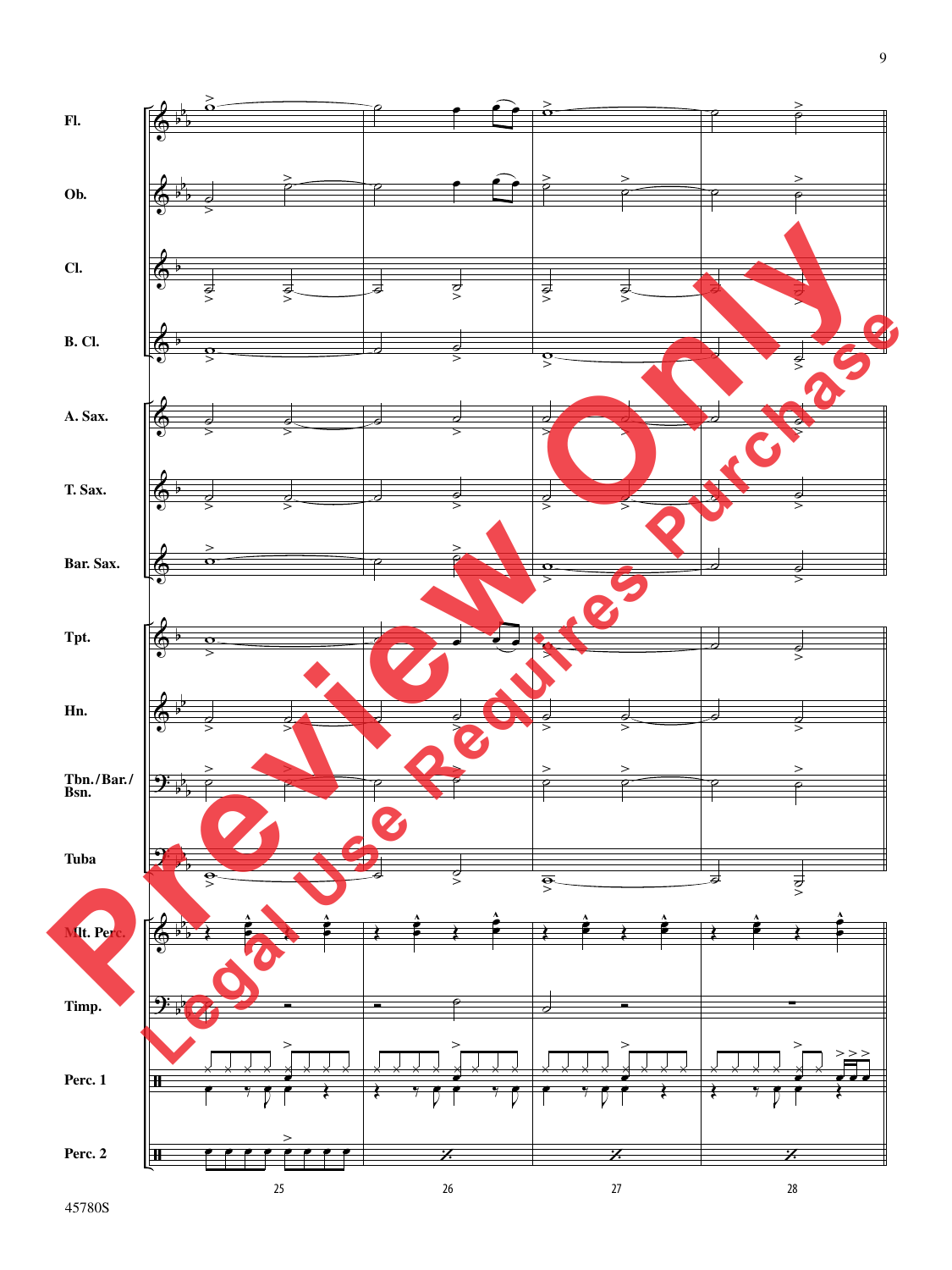Fl.

Ob.

Cl.

B. Cl.

A. Sax.

T. Sax.

Bar. Sax.

Tpt.

Hn.

Tbn./Bar./Bsn.

Tuba

Mlt. Perc.

Timp.

Perc. 1

Perc. 2

25 26 27 28

Preview Only

Legal Use Requires Purchase

45780S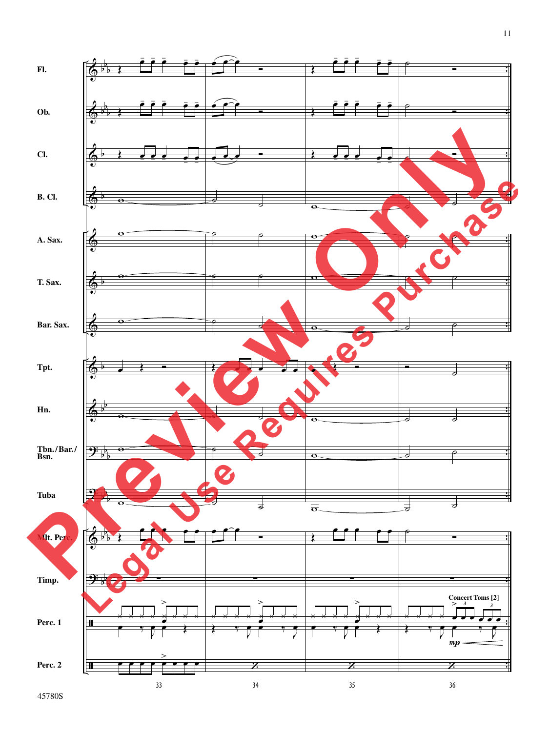Fl.

Ob.

Cl.

B. Cl.

A. Sax.

T. Sax.

Bar. Sax.

Tpt.

Hn.

Tbn./Bar./Bsn.

Tuba

Mlt. Perc.

Timp.

Perc. 1

Concert Toms [2]

*mp*

Perc. 2

33 34 35 36

45780S

Preview Only

Legal Use Requires Purchase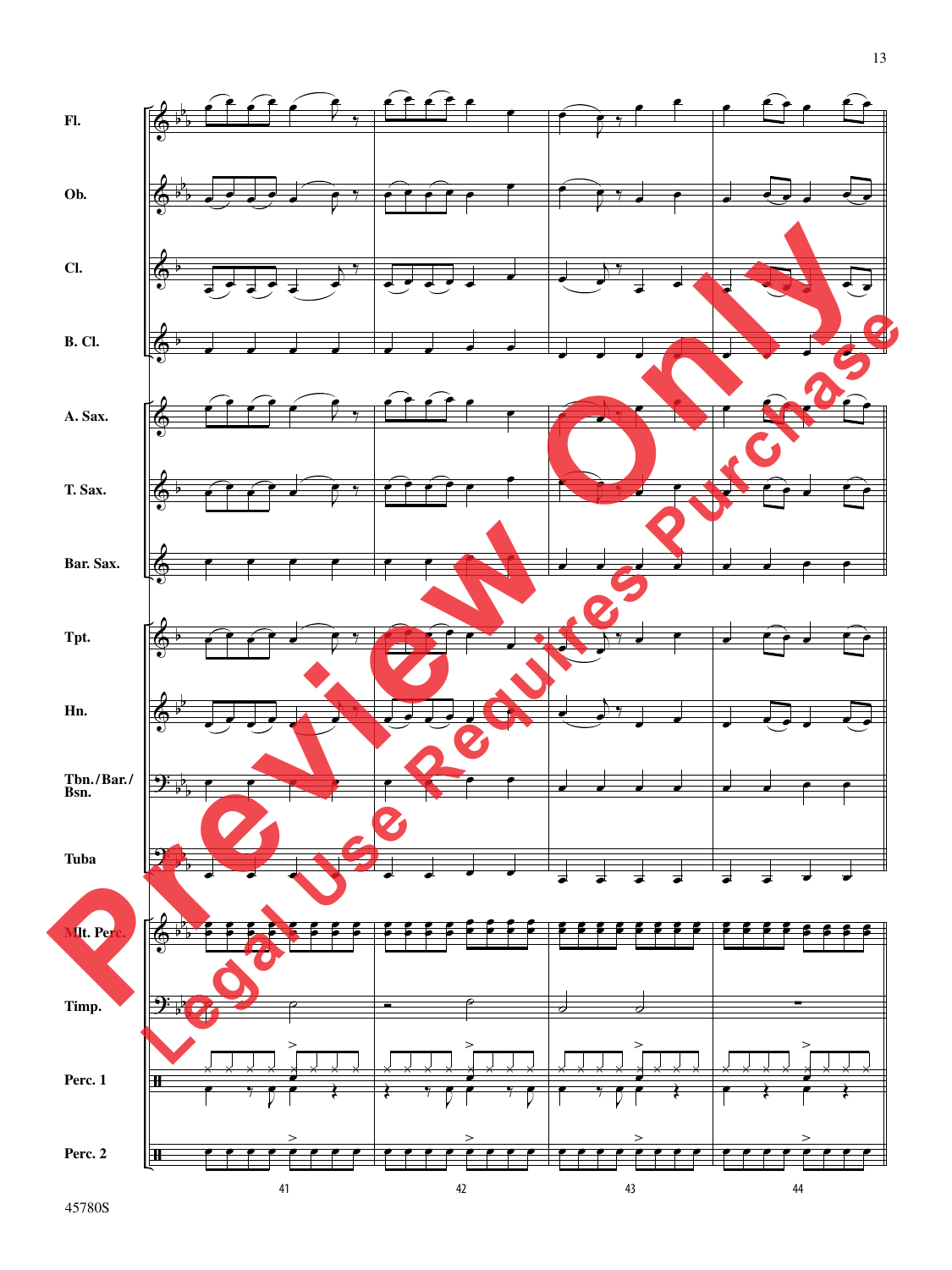Fl.

Ob.

Cl.

B. Cl.

A. Sax.

T. Sax.

Bar. Sax.

Tpt.

Hn.

Tbn./Bar./Bsn.

Tuba

Mlt. Perc.

Timp.

Perc. 1

Perc. 2

41 42 43 44

Preview Only

Legal Use Requires Purchase

45780S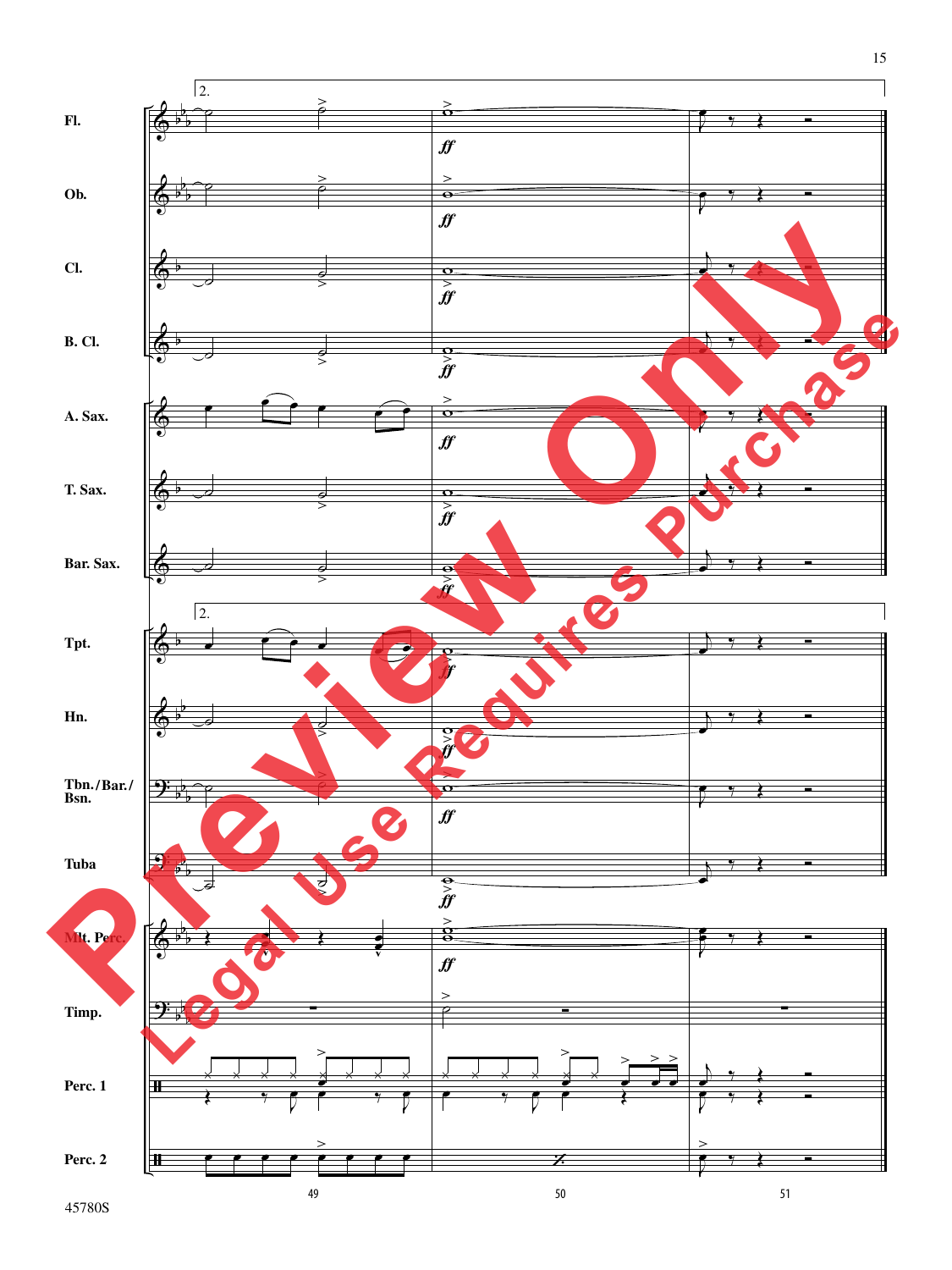2.

Fl.

Ob.

Cl.

B. Cl.

A. Sax.

T. Sax.

Bar. Sax.

Tpt.

Hn.

Tbn./Bar./Bsn.

Tuba

Mlt. Perc.

Timp.

Perc. 1

Perc. 2

ff

49

50

51

Preview Only

Legal Use Requires Purchase